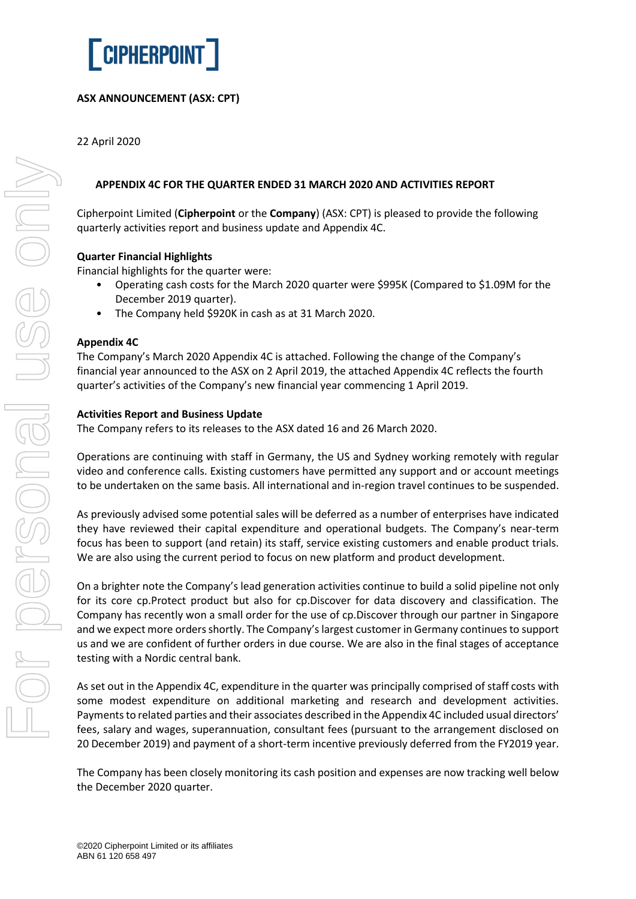# [ CIPHERPOINT ]

**ASX ANNOUNCEMENT (ASX: CPT)**

22 April 2020

## APPENDIX 4C FOR THE QUARTER ENDED 31 MARCH 2020 AND ACTIVITIES REPORT

Cipherpoint Limited (**Cipherpoint** or the **Company**) (ASX: CPT) is pleased to provide the following quarterly activities report and business update and Appendix 4C.

### Quarter Financial Highlights

Financial highlights for the quarter were:

- Operating cash costs for the March 2020 quarter were $995K (Compared to $1.09M for the December 2019 quarter).
- The Company held $920K in cash as at 31 March 2020.

### Appendix 4C

The Company's March 2020 Appendix 4C is attached. Following the change of the Company's financial year announced to the ASX on 2 April 2019, the attached Appendix 4C reflects the fourth quarter's activities of the Company's new financial year commencing 1 April 2019.

### Activities Report and Business Update

The Company refers to its releases to the ASX dated 16 and 26 March 2020.

Operations are continuing with staff in Germany, the US and Sydney working remotely with regular video and conference calls. Existing customers have permitted any support and or account meetings to be undertaken on the same basis. All international and in-region travel continues to be suspended.

As previously advised some potential sales will be deferred as a number of enterprises have indicated they have reviewed their capital expenditure and operational budgets. The Company's near-term focus has been to support (and retain) its staff, service existing customers and enable product trials. We are also using the current period to focus on new platform and product development.

On a brighter note the Company's lead generation activities continue to build a solid pipeline not only for its core cp.Protect product but also for cp.Discover for data discovery and classification. The Company has recently won a small order for the use of cp.Discover through our partner in Singapore and we expect more orders shortly. The Company's largest customer in Germany continues to support us and we are confident of further orders in due course. We are also in the final stages of acceptance testing with a Nordic central bank.

As set out in the Appendix 4C, expenditure in the quarter was principally comprised of staff costs with some modest expenditure on additional marketing and research and development activities. Payments to related parties and their associates described in the Appendix 4C included usual directors' fees, salary and wages, superannuation, consultant fees (pursuant to the arrangement disclosed on 20 December 2019) and payment of a short-term incentive previously deferred from the FY2019 year.

The Company has been closely monitoring its cash position and expenses are now tracking well below the December 2020 quarter.

©2020 Cipherpoint Limited or its affiliates
ABN 61 120 658 497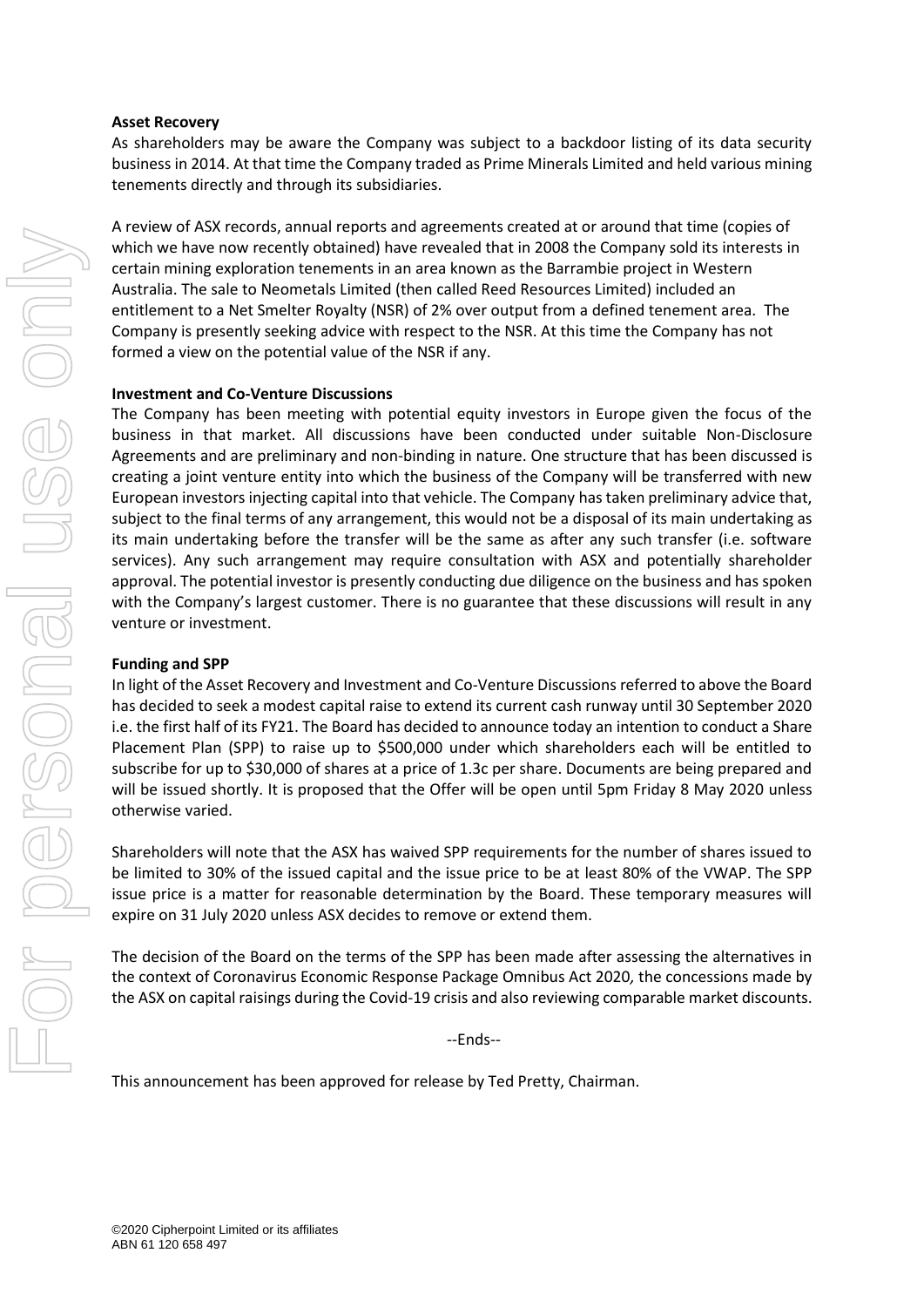**Asset Recovery**

As shareholders may be aware the Company was subject to a backdoor listing of its data security business in 2014. At that time the Company traded as Prime Minerals Limited and held various mining tenements directly and through its subsidiaries.

A review of ASX records, annual reports and agreements created at or around that time (copies of which we have now recently obtained) have revealed that in 2008 the Company sold its interests in certain mining exploration tenements in an area known as the Barrambie project in Western Australia. The sale to Neometals Limited (then called Reed Resources Limited) included an entitlement to a Net Smelter Royalty (NSR) of 2% over output from a defined tenement area. The Company is presently seeking advice with respect to the NSR. At this time the Company has not formed a view on the potential value of the NSR if any.

**Investment and Co-Venture Discussions**

The Company has been meeting with potential equity investors in Europe given the focus of the business in that market. All discussions have been conducted under suitable Non-Disclosure Agreements and are preliminary and non-binding in nature. One structure that has been discussed is creating a joint venture entity into which the business of the Company will be transferred with new European investors injecting capital into that vehicle. The Company has taken preliminary advice that, subject to the final terms of any arrangement, this would not be a disposal of its main undertaking as its main undertaking before the transfer will be the same as after any such transfer (i.e. software services). Any such arrangement may require consultation with ASX and potentially shareholder approval. The potential investor is presently conducting due diligence on the business and has spoken with the Company's largest customer. There is no guarantee that these discussions will result in any venture or investment.

**Funding and SPP**

In light of the Asset Recovery and Investment and Co-Venture Discussions referred to above the Board has decided to seek a modest capital raise to extend its current cash runway until 30 September 2020 i.e. the first half of its FY21. The Board has decided to announce today an intention to conduct a Share Placement Plan (SPP) to raise up to $500,000 under which shareholders each will be entitled to subscribe for up to $30,000 of shares at a price of 1.3c per share. Documents are being prepared and will be issued shortly. It is proposed that the Offer will be open until 5pm Friday 8 May 2020 unless otherwise varied.

Shareholders will note that the ASX has waived SPP requirements for the number of shares issued to be limited to 30% of the issued capital and the issue price to be at least 80% of the VWAP. The SPP issue price is a matter for reasonable determination by the Board. These temporary measures will expire on 31 July 2020 unless ASX decides to remove or extend them.

The decision of the Board on the terms of the SPP has been made after assessing the alternatives in the context of Coronavirus Economic Response Package Omnibus Act 2020*,* the concessions made by the ASX on capital raisings during the Covid-19 crisis and also reviewing comparable market discounts.

--Ends--

This announcement has been approved for release by Ted Pretty, Chairman.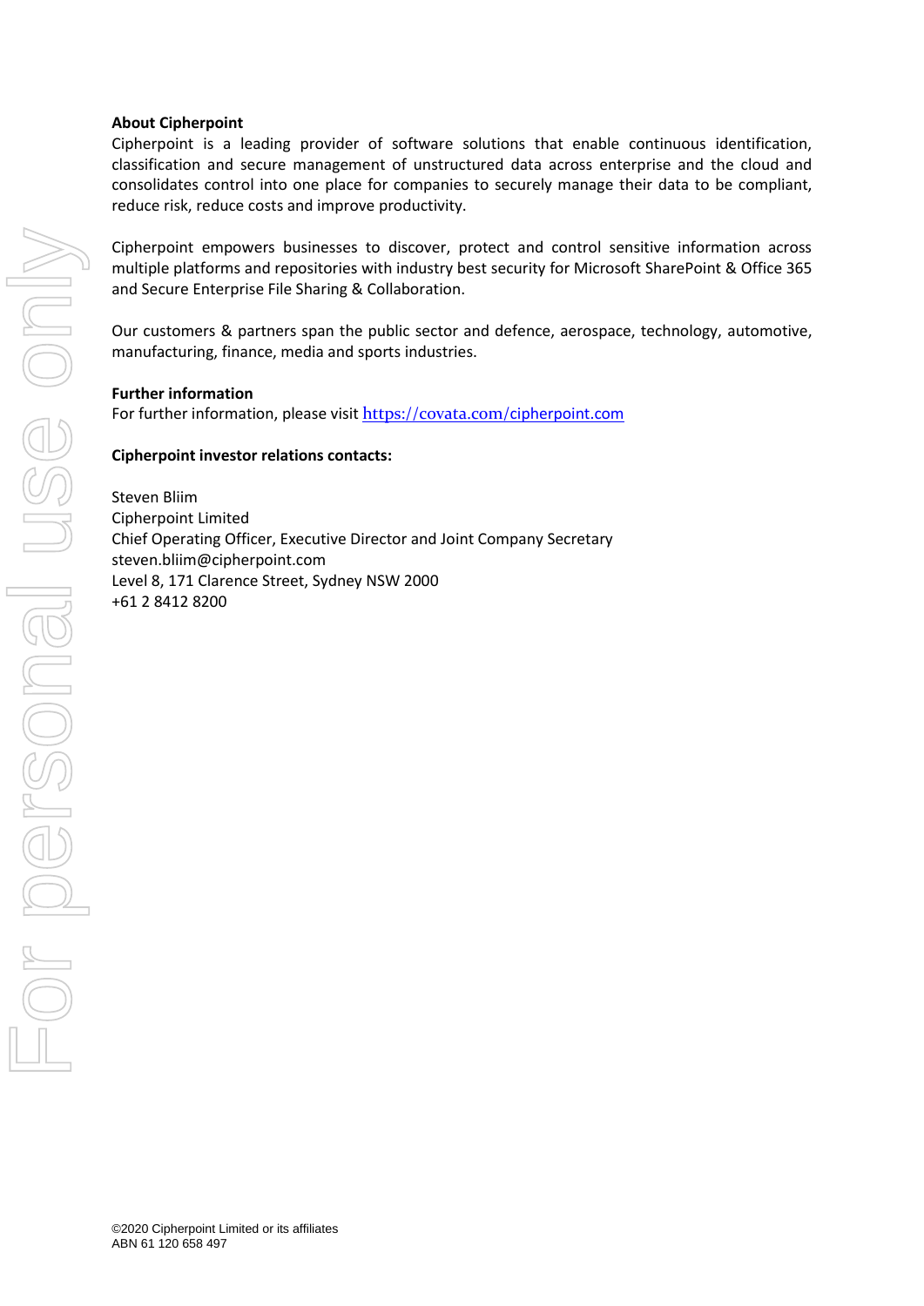**About Cipherpoint**

Cipherpoint is a leading provider of software solutions that enable continuous identification, classification and secure management of unstructured data across enterprise and the cloud and consolidates control into one place for companies to securely manage their data to be compliant, reduce risk, reduce costs and improve productivity.

Cipherpoint empowers businesses to discover, protect and control sensitive information across multiple platforms and repositories with industry best security for Microsoft SharePoint & Office 365 and Secure Enterprise File Sharing & Collaboration.

Our customers & partners span the public sector and defence, aerospace, technology, automotive, manufacturing, finance, media and sports industries.

**Further information**

For further information, please visit https://covata.com/cipherpoint.com

**Cipherpoint investor relations contacts:**

Steven Bliim
Cipherpoint Limited
Chief Operating Officer, Executive Director and Joint Company Secretary
steven.bliim@cipherpoint.com
Level 8, 171 Clarence Street, Sydney NSW 2000
+61 2 8412 8200

©2020 Cipherpoint Limited or its affiliates
ABN 61 120 658 497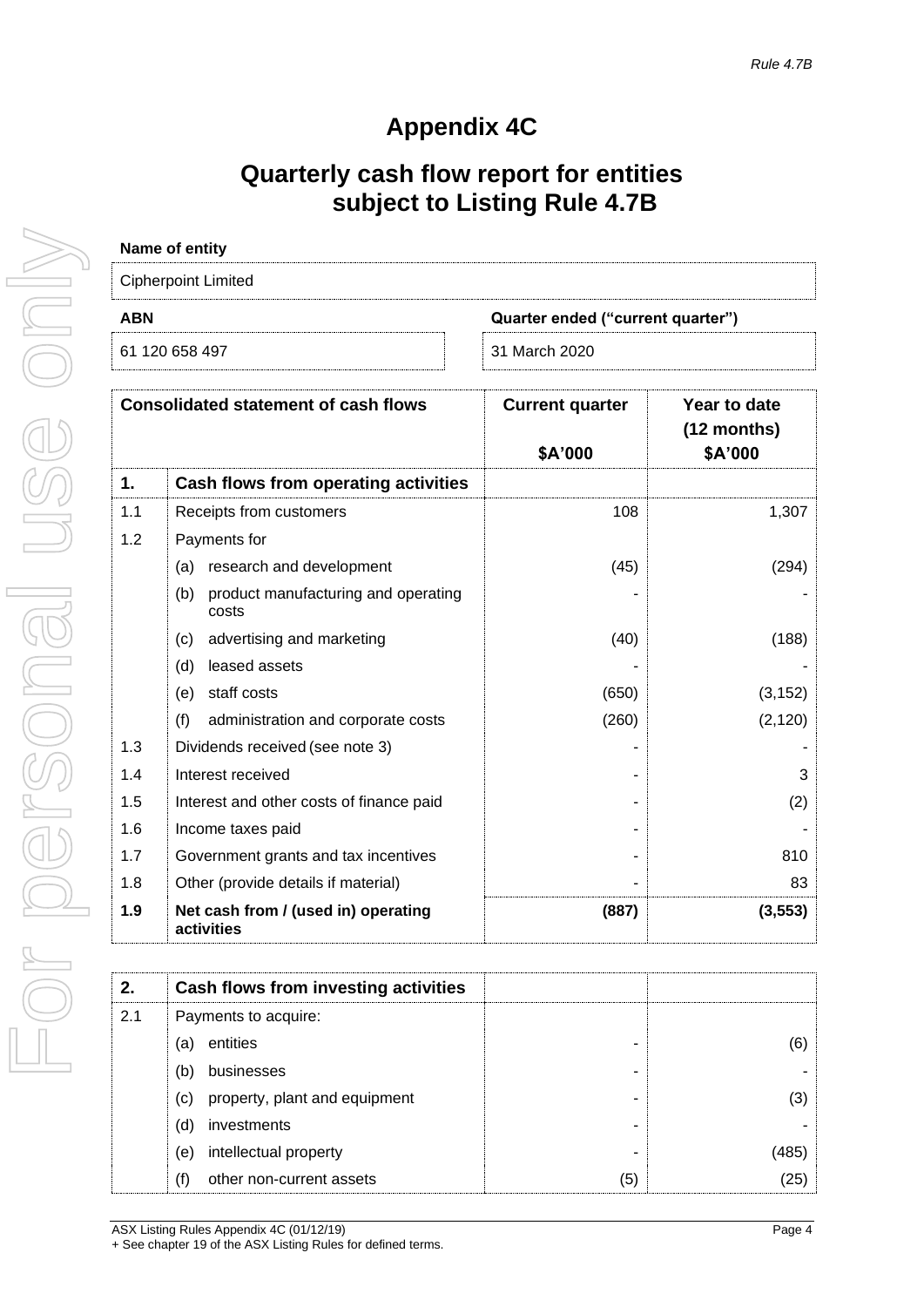*Rule 4.7B*

# Appendix 4C

## Quarterly cash flow report for entities subject to Listing Rule 4.7B

**Name of entity**

Cipherpoint Limited

| ABN | Quarter ended ("current quarter") |
|---|---|
| 61 120 658 497 | 31 March 2020 |

| Consolidated statement of cash flows | | Current quarter<br><br>$A'000 | Year to date (12 months)<br>$A'000 |
|---|---|---|---|
| **1.** | **Cash flows from operating activities** | | |
| 1.1 | Receipts from customers | 108 | 1,307 |
| 1.2 | Payments for | | |
| | (a) research and development | (45) | (294) |
| | (b) product manufacturing and operating costs | - | - |
| | (c) advertising and marketing | (40) | (188) |
| | (d) leased assets | - | - |
| | (e) staff costs | (650) | (3,152) |
| | (f) administration and corporate costs | (260) | (2,120) |
| 1.3 | Dividends received (see note 3) | - | - |
| 1.4 | Interest received | - | 3 |
| 1.5 | Interest and other costs of finance paid | - | (2) |
| 1.6 | Income taxes paid | - | - |
| 1.7 | Government grants and tax incentives | - | 810 |
| 1.8 | Other (provide details if material) | - | 83 |
| **1.9** | **Net cash from / (used in) operating activities** | **(887)** | **(3,553)** |

| | | | |
|---|---|---|---|
| **2.** | **Cash flows from investing activities** | | |
| 2.1 | Payments to acquire: | | |
| | (a) entities | - | (6) |
| | (b) businesses | - | - |
| | (c) property, plant and equipment | - | (3) |
| | (d) investments | - | - |
| | (e) intellectual property | - | (485) |
| | (f) other non-current assets | (5) | (25) |

ASX Listing Rules Appendix 4C (01/12/19)
+ See chapter 19 of the ASX Listing Rules for defined terms.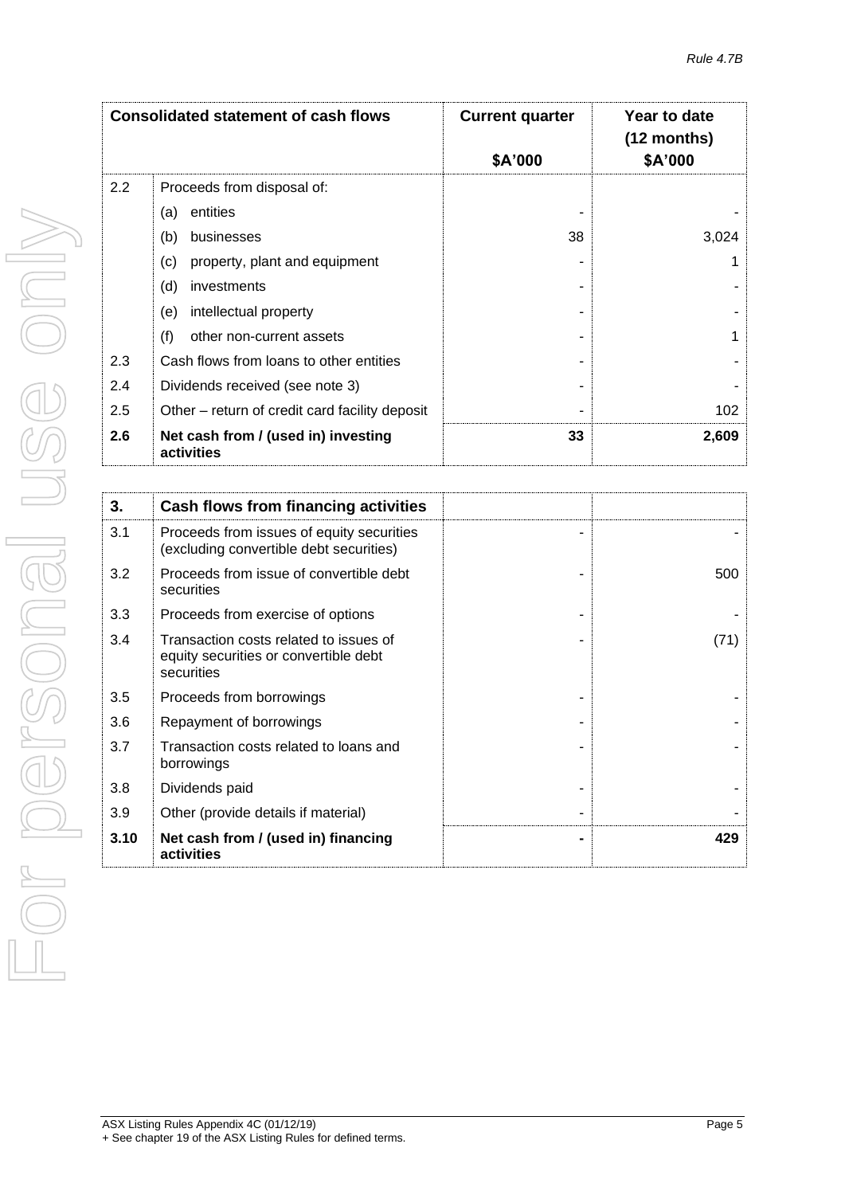| Consolidated statement of cash flows | | Current quarter<br><br>$A'000 | Year to date (12 months)<br>$A'000 |
|---|---|---|---|
| 2.2 | Proceeds from disposal of: | | |
| | (a) entities | - | - |
| | (b) businesses | 38 | 3,024 |
| | (c) property, plant and equipment | - | 1 |
| | (d) investments | - | - |
| | (e) intellectual property | - | - |
| | (f) other non-current assets | - | 1 |
| 2.3 | Cash flows from loans to other entities | - | - |
| 2.4 | Dividends received (see note 3) | - | - |
| 2.5 | Other – return of credit card facility deposit | - | 102 |
| **2.6** | **Net cash from / (used in) investing activities** | **33** | **2,609** |

| **3.** | **Cash flows from financing activities** | | |
|---|---|---|---|
| 3.1 | Proceeds from issues of equity securities (excluding convertible debt securities) | - | - |
| 3.2 | Proceeds from issue of convertible debt securities | - | 500 |
| 3.3 | Proceeds from exercise of options | - | - |
| 3.4 | Transaction costs related to issues of equity securities or convertible debt securities | - | (71) |
| 3.5 | Proceeds from borrowings | - | - |
| 3.6 | Repayment of borrowings | - | - |
| 3.7 | Transaction costs related to loans and borrowings | - | - |
| 3.8 | Dividends paid | - | - |
| 3.9 | Other (provide details if material) | - | - |
| **3.10** | **Net cash from / (used in) financing activities** | **-** | **429** |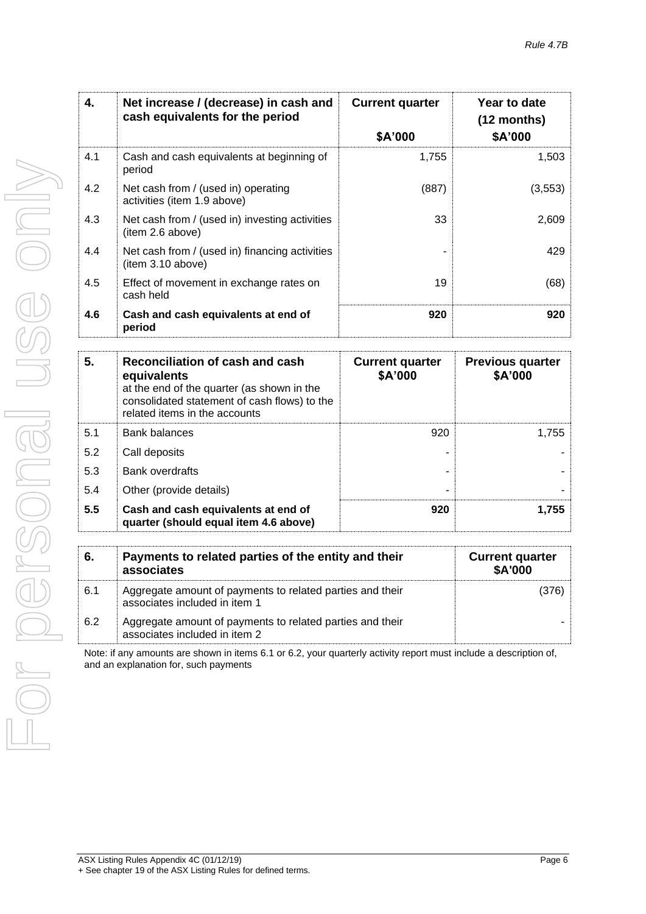| 4. | Net increase / (decrease) in cash and cash equivalents for the period | Current quarter<br><br>$A'000 | Year to date (12 months)<br>$A'000 |
|---|---|---|---|
| 4.1 | Cash and cash equivalents at beginning of period | 1,755 | 1,503 |
| 4.2 | Net cash from / (used in) operating activities (item 1.9 above) | (887) | (3,553) |
| 4.3 | Net cash from / (used in) investing activities (item 2.6 above) | 33 | 2,609 |
| 4.4 | Net cash from / (used in) financing activities (item 3.10 above) | - | 429 |
| 4.5 | Effect of movement in exchange rates on cash held | 19 | (68) |
| **4.6** | **Cash and cash equivalents at end of period** | **920** | **920** |

| 5. | **Reconciliation of cash and cash equivalents** at the end of the quarter (as shown in the consolidated statement of cash flows) to the related items in the accounts | Current quarter $A'000 | Previous quarter $A'000 |
|---|---|---|---|
| 5.1 | Bank balances | 920 | 1,755 |
| 5.2 | Call deposits | - | - |
| 5.3 | Bank overdrafts | - | - |
| 5.4 | Other (provide details) | - | - |
| **5.5** | **Cash and cash equivalents at end of quarter (should equal item 4.6 above)** | **920** | **1,755** |

| 6. | Payments to related parties of the entity and their associates | Current quarter $A'000 |
|---|---|---|
| 6.1 | Aggregate amount of payments to related parties and their associates included in item 1 | (376) |
| 6.2 | Aggregate amount of payments to related parties and their associates included in item 2 | - |

Note: if any amounts are shown in items 6.1 or 6.2, your quarterly activity report must include a description of, and an explanation for, such payments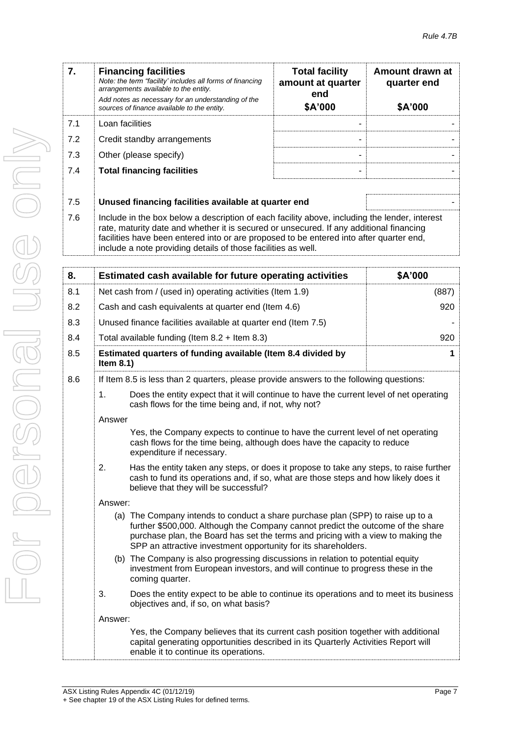| 7. | **Financing facilities**<br>*Note: the term "facility' includes all forms of financing arrangements available to the entity.*<br>*Add notes as necessary for an understanding of the sources of finance available to the entity.* | **Total facility amount at quarter end**<br>**\$A'000** | **Amount drawn at quarter end**<br>**\$A'000** |
|---|---|---|---|
| 7.1 | Loan facilities | - | - |
| 7.2 | Credit standby arrangements | - | - |
| 7.3 | Other (please specify) | - | - |
| 7.4 | **Total financing facilities** | - | - |
| 7.5 | **Unused financing facilities available at quarter end** | | - |
| 7.6 | Include in the box below a description of each facility above, including the lender, interest rate, maturity date and whether it is secured or unsecured. If any additional financing facilities have been entered into or are proposed to be entered into after quarter end, include a note providing details of those facilities as well. | | |

| 8. | **Estimated cash available for future operating activities** | **\$A'000** |
|---|---|---|
| 8.1 | Net cash from / (used in) operating activities (Item 1.9) | (887) |
| 8.2 | Cash and cash equivalents at quarter end (Item 4.6) | 920 |
| 8.3 | Unused finance facilities available at quarter end (Item 7.5) | - |
| 8.4 | Total available funding (Item 8.2 + Item 8.3) | 920 |
| 8.5 | **Estimated quarters of funding available (Item 8.4 divided by Item 8.1)** | **1** |

8.6 If Item 8.5 is less than 2 quarters, please provide answers to the following questions:

1. Does the entity expect that it will continue to have the current level of net operating cash flows for the time being and, if not, why not?

Answer

Yes, the Company expects to continue to have the current level of net operating cash flows for the time being, although does have the capacity to reduce expenditure if necessary.

2. Has the entity taken any steps, or does it propose to take any steps, to raise further cash to fund its operations and, if so, what are those steps and how likely does it believe that they will be successful?

Answer:

(a) The Company intends to conduct a share purchase plan (SPP) to raise up to a further \$500,000. Although the Company cannot predict the outcome of the share purchase plan, the Board has set the terms and pricing with a view to making the SPP an attractive investment opportunity for its shareholders.

(b) The Company is also progressing discussions in relation to potential equity investment from European investors, and will continue to progress these in the coming quarter.

3. Does the entity expect to be able to continue its operations and to meet its business objectives and, if so, on what basis?

Answer:

Yes, the Company believes that its current cash position together with additional capital generating opportunities described in its Quarterly Activities Report will enable it to continue its operations.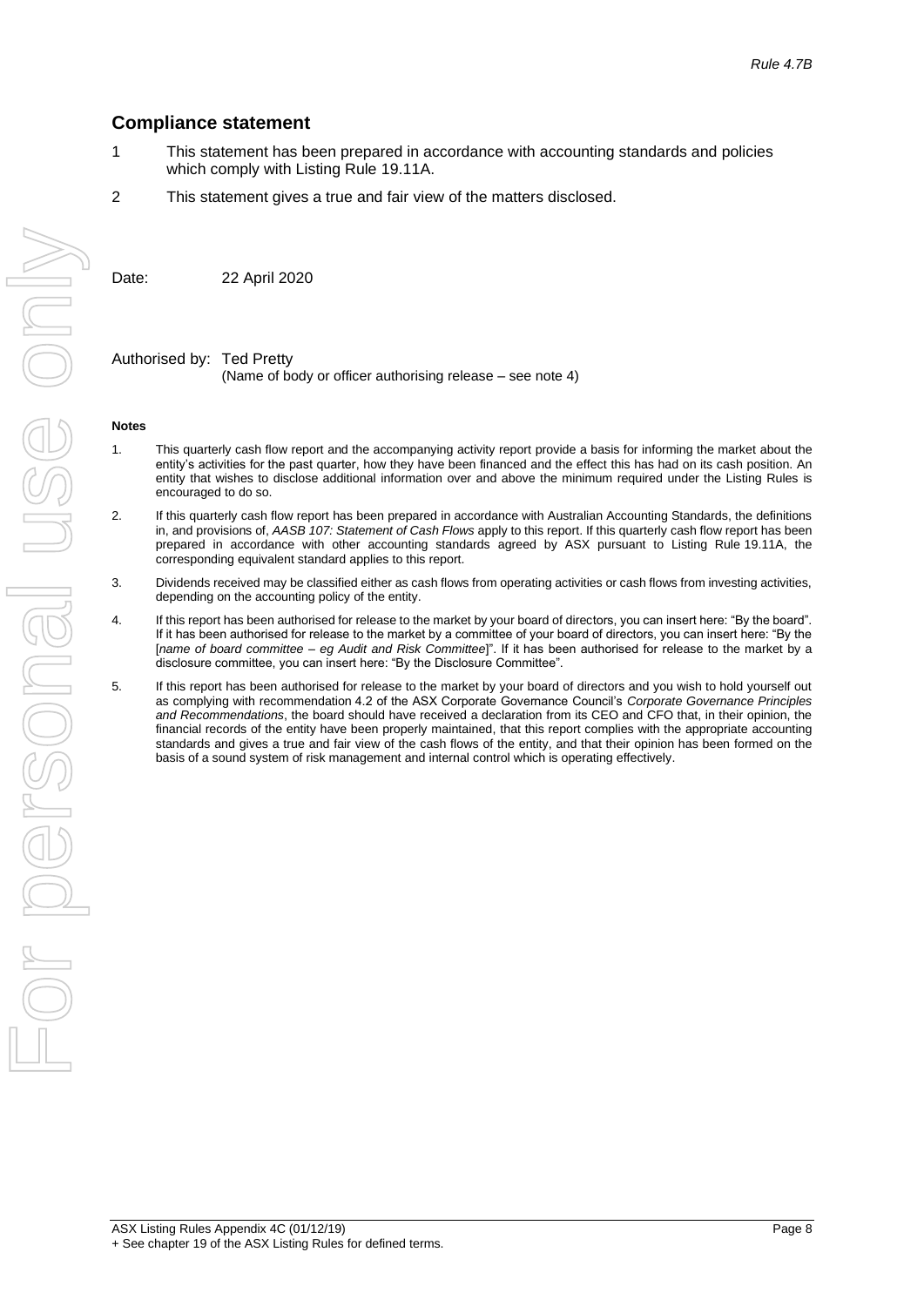## Compliance statement

1 This statement has been prepared in accordance with accounting standards and policies which comply with Listing Rule 19.11A.

2 This statement gives a true and fair view of the matters disclosed.

Date: 22 April 2020

Authorised by: Ted Pretty
(Name of body or officer authorising release – see note 4)

**Notes**

1. This quarterly cash flow report and the accompanying activity report provide a basis for informing the market about the entity's activities for the past quarter, how they have been financed and the effect this has had on its cash position. An entity that wishes to disclose additional information over and above the minimum required under the Listing Rules is encouraged to do so.

2. If this quarterly cash flow report has been prepared in accordance with Australian Accounting Standards, the definitions in, and provisions of, *AASB 107: Statement of Cash Flows* apply to this report. If this quarterly cash flow report has been prepared in accordance with other accounting standards agreed by ASX pursuant to Listing Rule 19.11A, the corresponding equivalent standard applies to this report.

3. Dividends received may be classified either as cash flows from operating activities or cash flows from investing activities, depending on the accounting policy of the entity.

4. If this report has been authorised for release to the market by your board of directors, you can insert here: "By the board". If it has been authorised for release to the market by a committee of your board of directors, you can insert here: "By the [*name of board committee – eg Audit and Risk Committee*]". If it has been authorised for release to the market by a disclosure committee, you can insert here: "By the Disclosure Committee".

5. If this report has been authorised for release to the market by your board of directors and you wish to hold yourself out as complying with recommendation 4.2 of the ASX Corporate Governance Council's *Corporate Governance Principles and Recommendations*, the board should have received a declaration from its CEO and CFO that, in their opinion, the financial records of the entity have been properly maintained, that this report complies with the appropriate accounting standards and gives a true and fair view of the cash flows of the entity, and that their opinion has been formed on the basis of a sound system of risk management and internal control which is operating effectively.